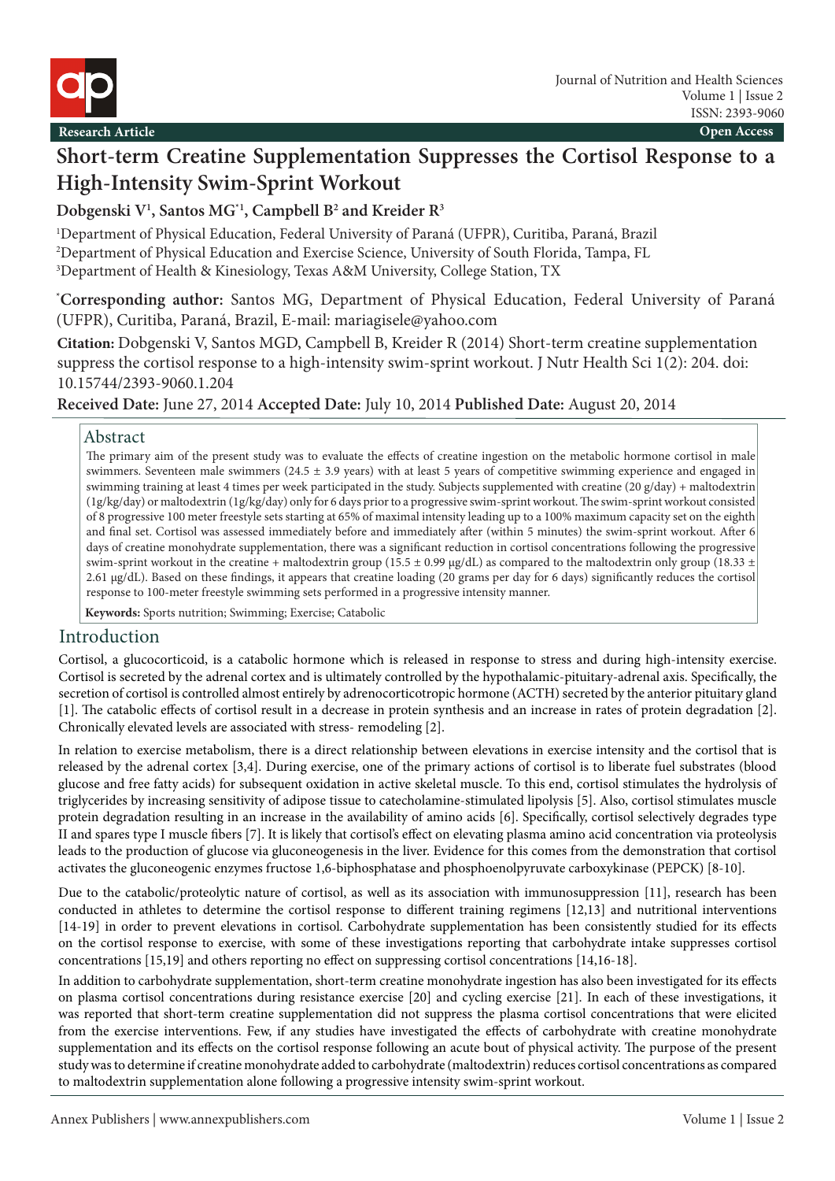Research Article | Open Access

# Short-term Creatine Supplementation Suppresses the Cortisol Response to a High-Intensity Swim-Sprint Workout

**Dobgenski V[1], Santos MG*[1], Campbell B[2] and Kreider R[3]**

[1]Department of Physical Education, Federal University of Paraná (UFPR), Curitiba, Paraná, Brazil

[2]Department of Physical Education and Exercise Science, University of South Florida, Tampa, FL

[3]Department of Health & Kinesiology, Texas A&M University, College Station, TX

***Corresponding author:** Santos MG, Department of Physical Education, Federal University of Paraná (UFPR), Curitiba, Paraná, Brazil, E-mail: mariagisele@yahoo.com

**Citation:** Dobgenski V, Santos MGD, Campbell B, Kreider R (2014) Short-term creatine supplementation suppress the cortisol response to a high-intensity swim-sprint workout. J Nutr Health Sci 1(2): 204. doi: 10.15744/2393-9060.1.204

**Received Date:** June 27, 2014 **Accepted Date:** July 10, 2014 **Published Date:** August 20, 2014

## Abstract

The primary aim of the present study was to evaluate the effects of creatine ingestion on the metabolic hormone cortisol in male swimmers. Seventeen male swimmers (24.5 ± 3.9 years) with at least 5 years of competitive swimming experience and engaged in swimming training at least 4 times per week participated in the study. Subjects supplemented with creatine (20 g/day) + maltodextrin (1g/kg/day) or maltodextrin (1g/kg/day) only for 6 days prior to a progressive swim-sprint workout. The swim-sprint workout consisted of 8 progressive 100 meter freestyle sets starting at 65% of maximal intensity leading up to a 100% maximum capacity set on the eighth and final set. Cortisol was assessed immediately before and immediately after (within 5 minutes) the swim-sprint workout. After 6 days of creatine monohydrate supplementation, there was a significant reduction in cortisol concentrations following the progressive swim-sprint workout in the creatine + maltodextrin group (15.5 ± 0.99 μg/dL) as compared to the maltodextrin only group (18.33 ± 2.61 μg/dL). Based on these findings, it appears that creatine loading (20 grams per day for 6 days) significantly reduces the cortisol response to 100-meter freestyle swimming sets performed in a progressive intensity manner.

**Keywords:** Sports nutrition; Swimming; Exercise; Catabolic

## Introduction

Cortisol, a glucocorticoid, is a catabolic hormone which is released in response to stress and during high-intensity exercise. Cortisol is secreted by the adrenal cortex and is ultimately controlled by the hypothalamic-pituitary-adrenal axis. Specifically, the secretion of cortisol is controlled almost entirely by adrenocorticotropic hormone (ACTH) secreted by the anterior pituitary gland [1]. The catabolic effects of cortisol result in a decrease in protein synthesis and an increase in rates of protein degradation [2]. Chronically elevated levels are associated with stress- remodeling [2].

In relation to exercise metabolism, there is a direct relationship between elevations in exercise intensity and the cortisol that is released by the adrenal cortex [3,4]. During exercise, one of the primary actions of cortisol is to liberate fuel substrates (blood glucose and free fatty acids) for subsequent oxidation in active skeletal muscle. To this end, cortisol stimulates the hydrolysis of triglycerides by increasing sensitivity of adipose tissue to catecholamine-stimulated lipolysis [5]. Also, cortisol stimulates muscle protein degradation resulting in an increase in the availability of amino acids [6]. Specifically, cortisol selectively degrades type II and spares type I muscle fibers [7]. It is likely that cortisol's effect on elevating plasma amino acid concentration via proteolysis leads to the production of glucose via gluconeogenesis in the liver. Evidence for this comes from the demonstration that cortisol activates the gluconeogenic enzymes fructose 1,6-biphosphatase and phosphoenolpyruvate carboxykinase (PEPCK) [8-10].

Due to the catabolic/proteolytic nature of cortisol, as well as its association with immunosuppression [11], research has been conducted in athletes to determine the cortisol response to different training regimens [12,13] and nutritional interventions [14-19] in order to prevent elevations in cortisol. Carbohydrate supplementation has been consistently studied for its effects on the cortisol response to exercise, with some of these investigations reporting that carbohydrate intake suppresses cortisol concentrations [15,19] and others reporting no effect on suppressing cortisol concentrations [14,16-18].

In addition to carbohydrate supplementation, short-term creatine monohydrate ingestion has also been investigated for its effects on plasma cortisol concentrations during resistance exercise [20] and cycling exercise [21]. In each of these investigations, it was reported that short-term creatine supplementation did not suppress the plasma cortisol concentrations that were elicited from the exercise interventions. Few, if any studies have investigated the effects of carbohydrate with creatine monohydrate supplementation and its effects on the cortisol response following an acute bout of physical activity. The purpose of the present study was to determine if creatine monohydrate added to carbohydrate (maltodextrin) reduces cortisol concentrations as compared to maltodextrin supplementation alone following a progressive intensity swim-sprint workout.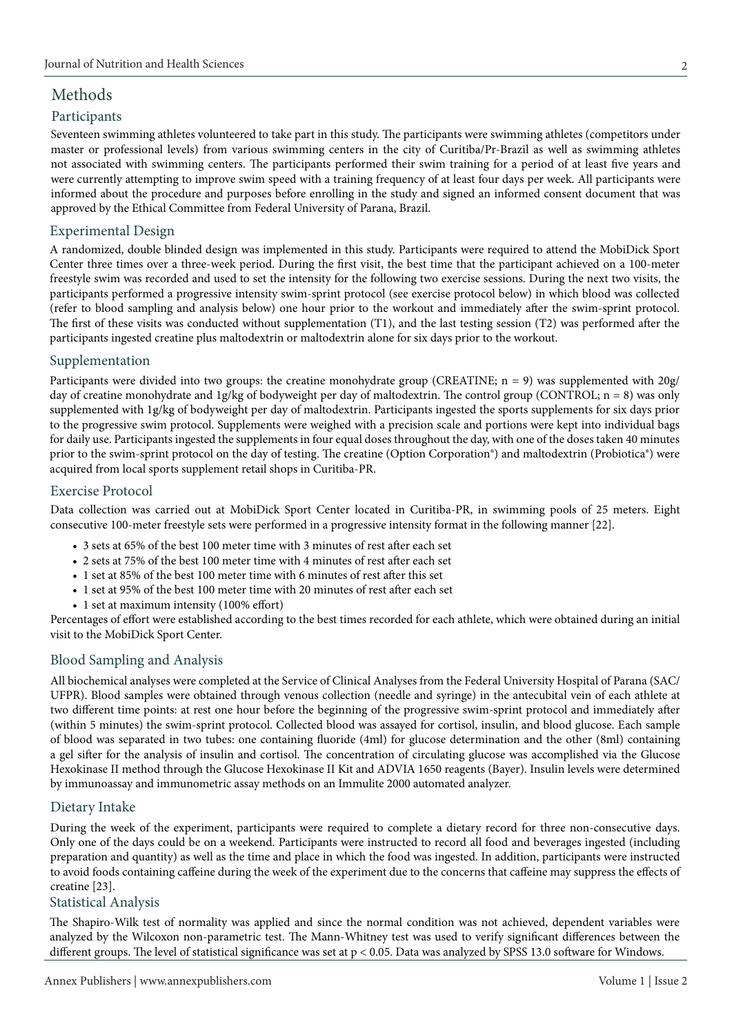# Methods

## Participants

Seventeen swimming athletes volunteered to take part in this study. The participants were swimming athletes (competitors under master or professional levels) from various swimming centers in the city of Curitiba/Pr-Brazil as well as swimming athletes not associated with swimming centers. The participants performed their swim training for a period of at least five years and were currently attempting to improve swim speed with a training frequency of at least four days per week. All participants were informed about the procedure and purposes before enrolling in the study and signed an informed consent document that was approved by the Ethical Committee from Federal University of Parana, Brazil.

## Experimental Design

A randomized, double blinded design was implemented in this study. Participants were required to attend the MobiDick Sport Center three times over a three-week period. During the first visit, the best time that the participant achieved on a 100-meter freestyle swim was recorded and used to set the intensity for the following two exercise sessions. During the next two visits, the participants performed a progressive intensity swim-sprint protocol (see exercise protocol below) in which blood was collected (refer to blood sampling and analysis below) one hour prior to the workout and immediately after the swim-sprint protocol. The first of these visits was conducted without supplementation (T1), and the last testing session (T2) was performed after the participants ingested creatine plus maltodextrin or maltodextrin alone for six days prior to the workout.

## Supplementation

Participants were divided into two groups: the creatine monohydrate group (CREATINE; n = 9) was supplemented with 20g/day of creatine monohydrate and 1g/kg of bodyweight per day of maltodextrin. The control group (CONTROL; n = 8) was only supplemented with 1g/kg of bodyweight per day of maltodextrin. Participants ingested the sports supplements for six days prior to the progressive swim protocol. Supplements were weighed with a precision scale and portions were kept into individual bags for daily use. Participants ingested the supplements in four equal doses throughout the day, with one of the doses taken 40 minutes prior to the swim-sprint protocol on the day of testing. The creatine (Option Corporation®) and maltodextrin (Probiotica®) were acquired from local sports supplement retail shops in Curitiba-PR.

## Exercise Protocol

Data collection was carried out at MobiDick Sport Center located in Curitiba-PR, in swimming pools of 25 meters. Eight consecutive 100-meter freestyle sets were performed in a progressive intensity format in the following manner [22].

- 3 sets at 65% of the best 100 meter time with 3 minutes of rest after each set
- 2 sets at 75% of the best 100 meter time with 4 minutes of rest after each set
- 1 set at 85% of the best 100 meter time with 6 minutes of rest after this set
- 1 set at 95% of the best 100 meter time with 20 minutes of rest after each set
- 1 set at maximum intensity (100% effort)

Percentages of effort were established according to the best times recorded for each athlete, which were obtained during an initial visit to the MobiDick Sport Center.

## Blood Sampling and Analysis

All biochemical analyses were completed at the Service of Clinical Analyses from the Federal University Hospital of Parana (SAC/UFPR). Blood samples were obtained through venous collection (needle and syringe) in the antecubital vein of each athlete at two different time points: at rest one hour before the beginning of the progressive swim-sprint protocol and immediately after (within 5 minutes) the swim-sprint protocol. Collected blood was assayed for cortisol, insulin, and blood glucose. Each sample of blood was separated in two tubes: one containing fluoride (4ml) for glucose determination and the other (8ml) containing a gel sifter for the analysis of insulin and cortisol. The concentration of circulating glucose was accomplished via the Glucose Hexokinase II method through the Glucose Hexokinase II Kit and ADVIA 1650 reagents (Bayer). Insulin levels were determined by immunoassay and immunometric assay methods on an Immulite 2000 automated analyzer.

## Dietary Intake

During the week of the experiment, participants were required to complete a dietary record for three non-consecutive days. Only one of the days could be on a weekend. Participants were instructed to record all food and beverages ingested (including preparation and quantity) as well as the time and place in which the food was ingested. In addition, participants were instructed to avoid foods containing caffeine during the week of the experiment due to the concerns that caffeine may suppress the effects of creatine [23].

## Statistical Analysis

The Shapiro-Wilk test of normality was applied and since the normal condition was not achieved, dependent variables were analyzed by the Wilcoxon non-parametric test. The Mann-Whitney test was used to verify significant differences between the different groups. The level of statistical significance was set at $p < 0.05$. Data was analyzed by SPSS 13.0 software for Windows.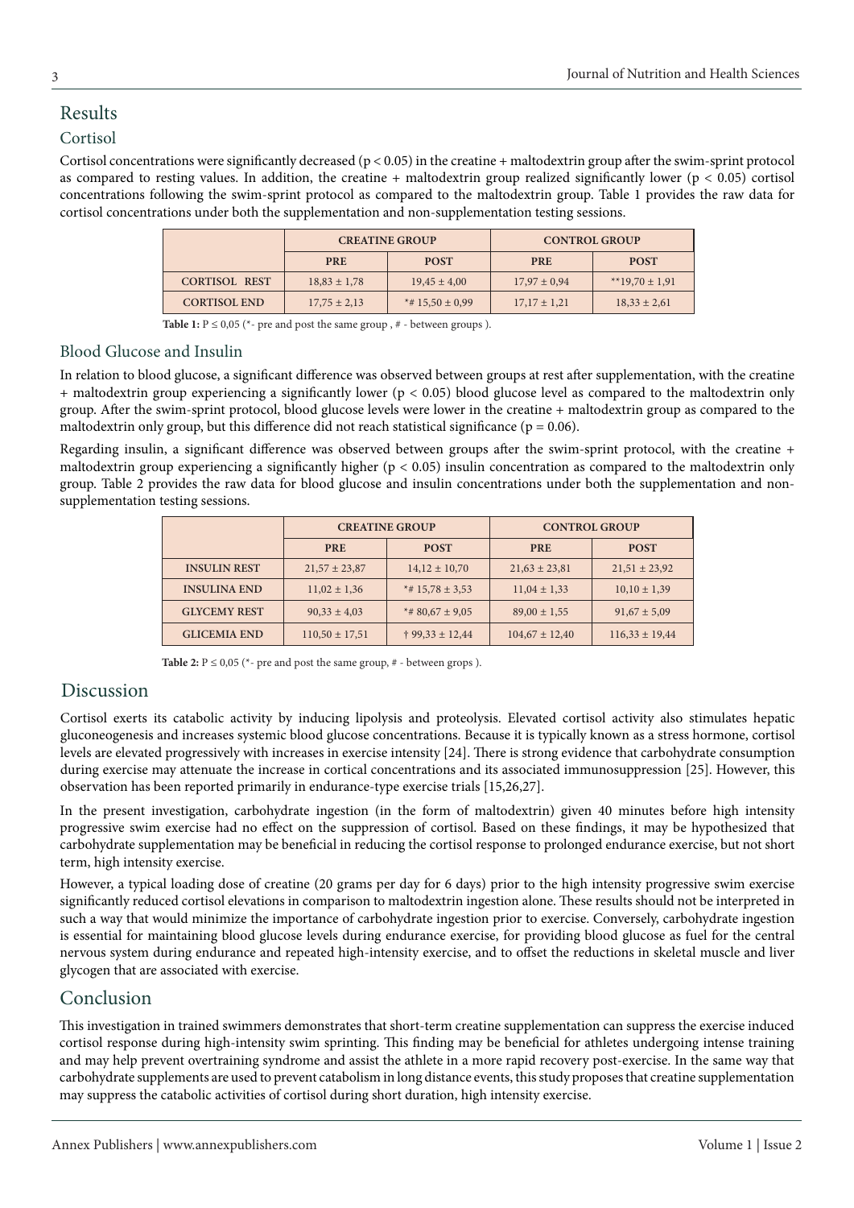# Results

## Cortisol

Cortisol concentrations were significantly decreased ($p < 0.05$) in the creatine + maltodextrin group after the swim-sprint protocol as compared to resting values. In addition, the creatine + maltodextrin group realized significantly lower ($p < 0.05$) cortisol concentrations following the swim-sprint protocol as compared to the maltodextrin group. Table 1 provides the raw data for cortisol concentrations under both the supplementation and non-supplementation testing sessions.

| | CREATINE GROUP | | CONTROL GROUP | |
|---|---|---|---|---|
| | PRE | POST | PRE | POST |
| CORTISOL REST | 18,83 ± 1,78 | 19,45 ± 4,00 | 17,97 ± 0,94 | **19,70 ± 1,91 |
| CORTISOL END | 17,75 ± 2,13 | *# 15,50 ± 0,99 | 17,17 ± 1,21 | 18,33 ± 2,61 |

**Table 1:** P ≤ 0,05 (*- pre and post the same group , # - between groups ).

## Blood Glucose and Insulin

In relation to blood glucose, a significant difference was observed between groups at rest after supplementation, with the creatine + maltodextrin group experiencing a significantly lower ($p < 0.05$) blood glucose level as compared to the maltodextrin only group. After the swim-sprint protocol, blood glucose levels were lower in the creatine + maltodextrin group as compared to the maltodextrin only group, but this difference did not reach statistical significance ($p = 0.06$).

Regarding insulin, a significant difference was observed between groups after the swim-sprint protocol, with the creatine + maltodextrin group experiencing a significantly higher ($p < 0.05$) insulin concentration as compared to the maltodextrin only group. Table 2 provides the raw data for blood glucose and insulin concentrations under both the supplementation and non-supplementation testing sessions.

| | CREATINE GROUP | | CONTROL GROUP | |
|---|---|---|---|---|
| | PRE | POST | PRE | POST |
| INSULIN REST | 21,57 ± 23,87 | 14,12 ± 10,70 | 21,63 ± 23,81 | 21,51 ± 23,92 |
| INSULINA END | 11,02 ± 1,36 | *# 15,78 ± 3,53 | 11,04 ± 1,33 | 10,10 ± 1,39 |
| GLYCEMY REST | 90,33 ± 4,03 | *# 80,67 ± 9,05 | 89,00 ± 1,55 | 91,67 ± 5,09 |
| GLICEMIA END | 110,50 ± 17,51 | † 99,33 ± 12,44 | 104,67 ± 12,40 | 116,33 ± 19,44 |

**Table 2:** P ≤ 0,05 (*- pre and post the same group, # - between grops ).

# Discussion

Cortisol exerts its catabolic activity by inducing lipolysis and proteolysis. Elevated cortisol activity also stimulates hepatic gluconeogenesis and increases systemic blood glucose concentrations. Because it is typically known as a stress hormone, cortisol levels are elevated progressively with increases in exercise intensity [24]. There is strong evidence that carbohydrate consumption during exercise may attenuate the increase in cortical concentrations and its associated immunosuppression [25]. However, this observation has been reported primarily in endurance-type exercise trials [15,26,27].

In the present investigation, carbohydrate ingestion (in the form of maltodextrin) given 40 minutes before high intensity progressive swim exercise had no effect on the suppression of cortisol. Based on these findings, it may be hypothesized that carbohydrate supplementation may be beneficial in reducing the cortisol response to prolonged endurance exercise, but not short term, high intensity exercise.

However, a typical loading dose of creatine (20 grams per day for 6 days) prior to the high intensity progressive swim exercise significantly reduced cortisol elevations in comparison to maltodextrin ingestion alone. These results should not be interpreted in such a way that would minimize the importance of carbohydrate ingestion prior to exercise. Conversely, carbohydrate ingestion is essential for maintaining blood glucose levels during endurance exercise, for providing blood glucose as fuel for the central nervous system during endurance and repeated high-intensity exercise, and to offset the reductions in skeletal muscle and liver glycogen that are associated with exercise.

# Conclusion

This investigation in trained swimmers demonstrates that short-term creatine supplementation can suppress the exercise induced cortisol response during high-intensity swim sprinting. This finding may be beneficial for athletes undergoing intense training and may help prevent overtraining syndrome and assist the athlete in a more rapid recovery post-exercise. In the same way that carbohydrate supplements are used to prevent catabolism in long distance events, this study proposes that creatine supplementation may suppress the catabolic activities of cortisol during short duration, high intensity exercise.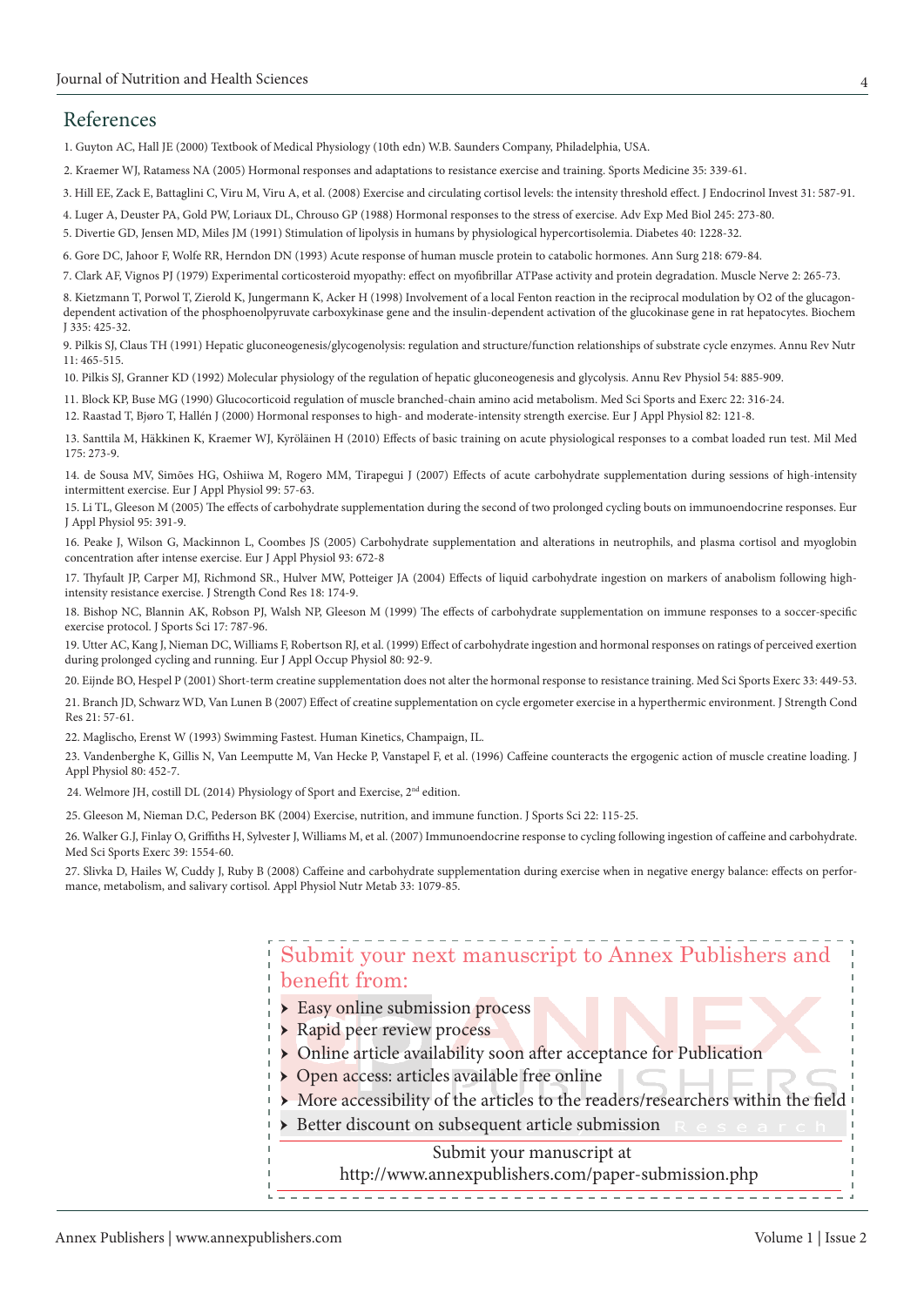## References

1. Guyton AC, Hall JE (2000) Textbook of Medical Physiology (10th edn) W.B. Saunders Company, Philadelphia, USA.

2. Kraemer WJ, Ratamess NA (2005) Hormonal responses and adaptations to resistance exercise and training. Sports Medicine 35: 339-61.

3. Hill EE, Zack E, Battaglini C, Viru M, Viru A, et al. (2008) Exercise and circulating cortisol levels: the intensity threshold effect. J Endocrinol Invest 31: 587-91.

4. Luger A, Deuster PA, Gold PW, Loriaux DL, Chrouso GP (1988) Hormonal responses to the stress of exercise. Adv Exp Med Biol 245: 273-80.

5. Divertie GD, Jensen MD, Miles JM (1991) Stimulation of lipolysis in humans by physiological hypercortisolemia. Diabetes 40: 1228-32.

6. Gore DC, Jahoor F, Wolfe RR, Herndon DN (1993) Acute response of human muscle protein to catabolic hormones. Ann Surg 218: 679-84.

7. Clark AF, Vignos PJ (1979) Experimental corticosteroid myopathy: effect on myofibrillar ATPase activity and protein degradation. Muscle Nerve 2: 265-73.

8. Kietzmann T, Porwol T, Zierold K, Jungermann K, Acker H (1998) Involvement of a local Fenton reaction in the reciprocal modulation by O2 of the glucagon-dependent activation of the phosphoenolpyruvate carboxykinase gene and the insulin-dependent activation of the glucokinase gene in rat hepatocytes. Biochem J 335: 425-32.

9. Pilkis SJ, Claus TH (1991) Hepatic gluconeogenesis/glycogenolysis: regulation and structure/function relationships of substrate cycle enzymes. Annu Rev Nutr 11: 465-515.

10. Pilkis SJ, Granner KD (1992) Molecular physiology of the regulation of hepatic gluconeogenesis and glycolysis. Annu Rev Physiol 54: 885-909.

11. Block KP, Buse MG (1990) Glucocorticoid regulation of muscle branched-chain amino acid metabolism. Med Sci Sports and Exerc 22: 316-24.

12. Raastad T, Bjøro T, Hallén J (2000) Hormonal responses to high- and moderate-intensity strength exercise. Eur J Appl Physiol 82: 121-8.

13. Santtila M, Häkkinen K, Kraemer WJ, Kyröläinen H (2010) Effects of basic training on acute physiological responses to a combat loaded run test. Mil Med 175: 273-9.

14. de Sousa MV, Simões HG, Oshiiwa M, Rogero MM, Tirapegui J (2007) Effects of acute carbohydrate supplementation during sessions of high-intensity intermittent exercise. Eur J Appl Physiol 99: 57-63.

15. Li TL, Gleeson M (2005) The effects of carbohydrate supplementation during the second of two prolonged cycling bouts on immunoendocrine responses. Eur J Appl Physiol 95: 391-9.

16. Peake J, Wilson G, Mackinnon L, Coombes JS (2005) Carbohydrate supplementation and alterations in neutrophils, and plasma cortisol and myoglobin concentration after intense exercise. Eur J Appl Physiol 93: 672-8

17. Thyfault JP, Carper MJ, Richmond SR., Hulver MW, Potteiger JA (2004) Effects of liquid carbohydrate ingestion on markers of anabolism following high-intensity resistance exercise. J Strength Cond Res 18: 174-9.

18. Bishop NC, Blannin AK, Robson PJ, Walsh NP, Gleeson M (1999) The effects of carbohydrate supplementation on immune responses to a soccer-specific exercise protocol. J Sports Sci 17: 787-96.

19. Utter AC, Kang J, Nieman DC, Williams F, Robertson RJ, et al. (1999) Effect of carbohydrate ingestion and hormonal responses on ratings of perceived exertion during prolonged cycling and running. Eur J Appl Occup Physiol 80: 92-9.

20. Eijnde BO, Hespel P (2001) Short-term creatine supplementation does not alter the hormonal response to resistance training. Med Sci Sports Exerc 33: 449-53.

21. Branch JD, Schwarz WD, Van Lunen B (2007) Effect of creatine supplementation on cycle ergometer exercise in a hyperthermic environment. J Strength Cond Res 21: 57-61.

22. Maglischo, Erenst W (1993) Swimming Fastest. Human Kinetics, Champaign, IL.

23. Vandenberghe K, Gillis N, Van Leemputte M, Van Hecke P, Vanstapel F, et al. (1996) Caffeine counteracts the ergogenic action of muscle creatine loading. J Appl Physiol 80: 452-7.

24. Welmore JH, costill DL (2014) Physiology of Sport and Exercise, 2nd edition.

25. Gleeson M, Nieman D.C, Pederson BK (2004) Exercise, nutrition, and immune function. J Sports Sci 22: 115-25.

26. Walker G.J, Finlay O, Griffiths H, Sylvester J, Williams M, et al. (2007) Immunoendocrine response to cycling following ingestion of caffeine and carbohydrate. Med Sci Sports Exerc 39: 1554-60.

27. Slivka D, Hailes W, Cuddy J, Ruby B (2008) Caffeine and carbohydrate supplementation during exercise when in negative energy balance: effects on performance, metabolism, and salivary cortisol. Appl Physiol Nutr Metab 33: 1079-85.

Submit your next manuscript to Annex Publishers and benefit from:

- Easy online submission process
- Rapid peer review process
- Online article availability soon after acceptance for Publication
- Open access: articles available free online
- More accessibility of the articles to the readers/researchers within the field
- Better discount on subsequent article submission

Submit your manuscript at
http://www.annexpublishers.com/paper-submission.php